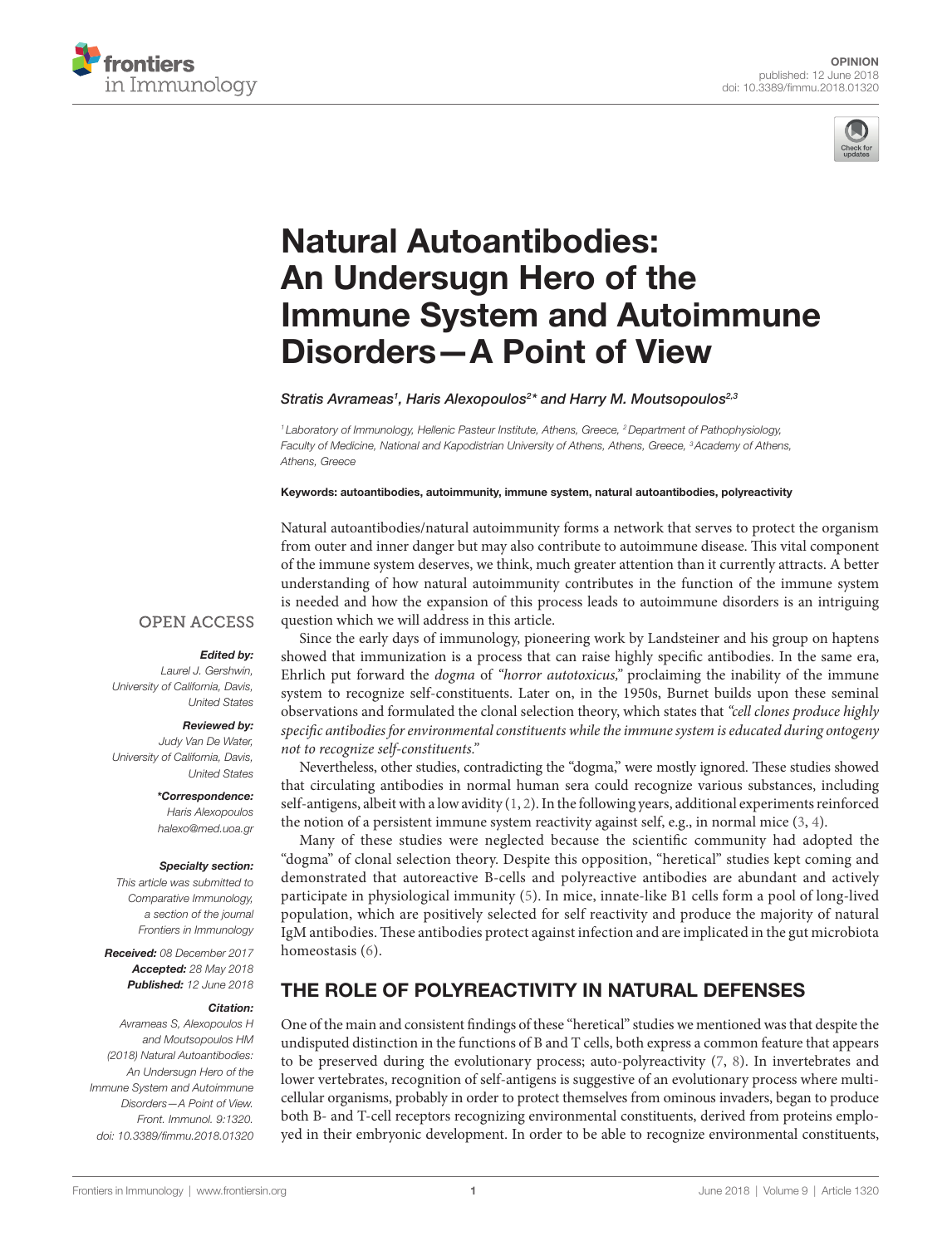OPINION
published: 12 June 2018
doi: 10.3389/fimmu.2018.01320

# Natural Autoantibodies: An Undersugn Hero of the Immune System and Autoimmune Disorders—A Point of View

*Stratis Avrameas[1], Haris Alexopoulos[2]\* and Harry M. Moutsopoulos[2,3]*

[1] Laboratory of Immunology, Hellenic Pasteur Institute, Athens, Greece, [2] Department of Pathophysiology, Faculty of Medicine, National and Kapodistrian University of Athens, Athens, Greece, [3] Academy of Athens, Athens, Greece

**Keywords: autoantibodies, autoimmunity, immune system, natural autoantibodies, polyreactivity**

OPEN ACCESS

***Edited by:***
*Laurel J. Gershwin, University of California, Davis, United States*

***Reviewed by:***
*Judy Van De Water, University of California, Davis, United States*

***\*Correspondence:***
*Haris Alexopoulos*
*halexo@med.uoa.gr*

***Specialty section:***
*This article was submitted to Comparative Immunology, a section of the journal Frontiers in Immunology*

***Received:*** *08 December 2017*
***Accepted:*** *28 May 2018*
***Published:*** *12 June 2018*

***Citation:***
*Avrameas S, Alexopoulos H and Moutsopoulos HM (2018) Natural Autoantibodies: An Undersugn Hero of the Immune System and Autoimmune Disorders—A Point of View. Front. Immunol. 9:1320. doi: 10.3389/fimmu.2018.01320*

Natural autoantibodies/natural autoimmunity forms a network that serves to protect the organism from outer and inner danger but may also contribute to autoimmune disease. This vital component of the immune system deserves, we think, much greater attention than it currently attracts. A better understanding of how natural autoimmunity contributes in the function of the immune system is needed and how the expansion of this process leads to autoimmune disorders is an intriguing question which we will address in this article.

Since the early days of immunology, pioneering work by Landsteiner and his group on haptens showed that immunization is a process that can raise highly specific antibodies. In the same era, Ehrlich put forward the *dogma* of *"horror autotoxicus,"* proclaiming the inability of the immune system to recognize self-constituents. Later on, in the 1950s, Burnet builds upon these seminal observations and formulated the clonal selection theory, which states that *"cell clones produce highly specific antibodies for environmental constituents while the immune system is educated during ontogeny not to recognize self-constituents."*

Nevertheless, other studies, contradicting the "dogma," were mostly ignored. These studies showed that circulating antibodies in normal human sera could recognize various substances, including self-antigens, albeit with a low avidity (1, 2). In the following years, additional experiments reinforced the notion of a persistent immune system reactivity against self, e.g., in normal mice (3, 4).

Many of these studies were neglected because the scientific community had adopted the "dogma" of clonal selection theory. Despite this opposition, "heretical" studies kept coming and demonstrated that autoreactive B-cells and polyreactive antibodies are abundant and actively participate in physiological immunity (5). In mice, innate-like B1 cells form a pool of long-lived population, which are positively selected for self reactivity and produce the majority of natural IgM antibodies. These antibodies protect against infection and are implicated in the gut microbiota homeostasis (6).

## THE ROLE OF POLYREACTIVITY IN NATURAL DEFENSES

One of the main and consistent findings of these "heretical" studies we mentioned was that despite the undisputed distinction in the functions of B and T cells, both express a common feature that appears to be preserved during the evolutionary process; auto-polyreactivity (7, 8). In invertebrates and lower vertebrates, recognition of self-antigens is suggestive of an evolutionary process where multicellular organisms, probably in order to protect themselves from ominous invaders, began to produce both B- and T-cell receptors recognizing environmental constituents, derived from proteins employed in their embryonic development. In order to be able to recognize environmental constituents,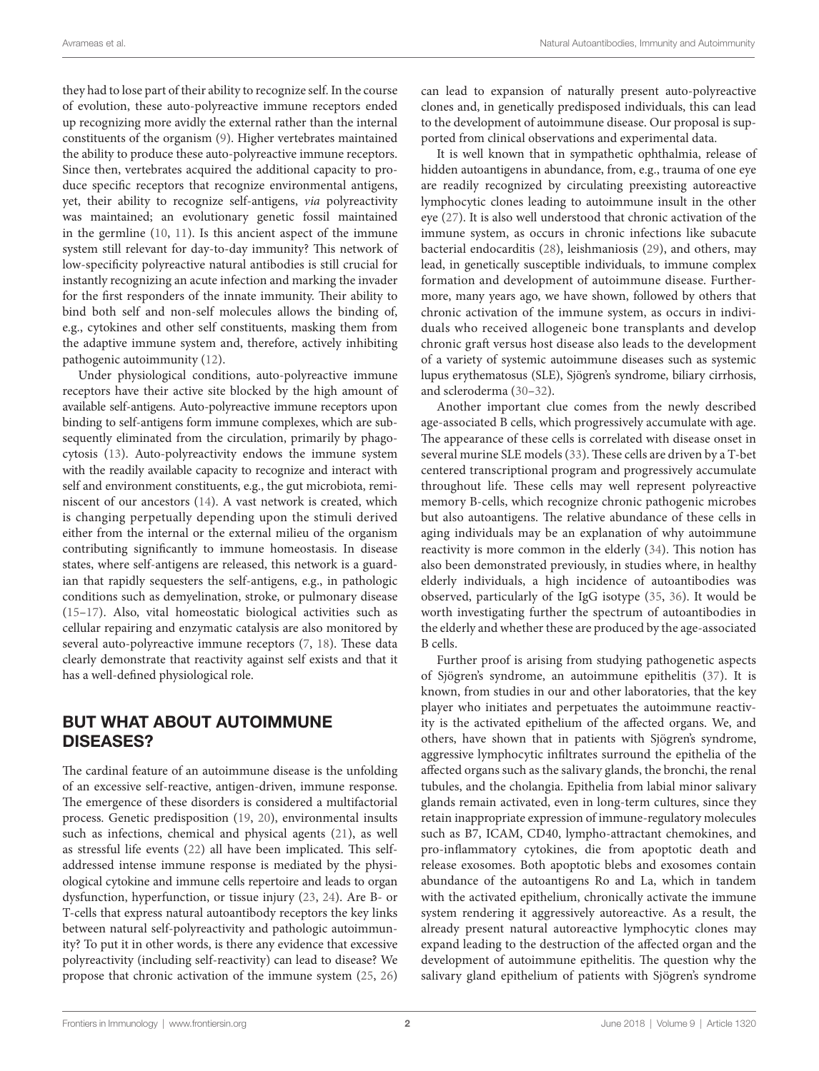they had to lose part of their ability to recognize self. In the course of evolution, these auto-polyreactive immune receptors ended up recognizing more avidly the external rather than the internal constituents of the organism (9). Higher vertebrates maintained the ability to produce these auto-polyreactive immune receptors. Since then, vertebrates acquired the additional capacity to produce specific receptors that recognize environmental antigens, yet, their ability to recognize self-antigens, *via* polyreactivity was maintained; an evolutionary genetic fossil maintained in the germline (10, 11). Is this ancient aspect of the immune system still relevant for day-to-day immunity? This network of low-specificity polyreactive natural antibodies is still crucial for instantly recognizing an acute infection and marking the invader for the first responders of the innate immunity. Their ability to bind both self and non-self molecules allows the binding of, e.g., cytokines and other self constituents, masking them from the adaptive immune system and, therefore, actively inhibiting pathogenic autoimmunity (12).

Under physiological conditions, auto-polyreactive immune receptors have their active site blocked by the high amount of available self-antigens. Auto-polyreactive immune receptors upon binding to self-antigens form immune complexes, which are subsequently eliminated from the circulation, primarily by phagocytosis (13). Auto-polyreactivity endows the immune system with the readily available capacity to recognize and interact with self and environment constituents, e.g., the gut microbiota, reminiscent of our ancestors (14). A vast network is created, which is changing perpetually depending upon the stimuli derived either from the internal or the external milieu of the organism contributing significantly to immune homeostasis. In disease states, where self-antigens are released, this network is a guardian that rapidly sequesters the self-antigens, e.g., in pathologic conditions such as demyelination, stroke, or pulmonary disease (15–17). Also, vital homeostatic biological activities such as cellular repairing and enzymatic catalysis are also monitored by several auto-polyreactive immune receptors (7, 18). These data clearly demonstrate that reactivity against self exists and that it has a well-defined physiological role.

## BUT WHAT ABOUT AUTOIMMUNE DISEASES?

The cardinal feature of an autoimmune disease is the unfolding of an excessive self-reactive, antigen-driven, immune response. The emergence of these disorders is considered a multifactorial process. Genetic predisposition (19, 20), environmental insults such as infections, chemical and physical agents (21), as well as stressful life events (22) all have been implicated. This self-addressed intense immune response is mediated by the physiological cytokine and immune cells repertoire and leads to organ dysfunction, hyperfunction, or tissue injury (23, 24). Are B- or T-cells that express natural autoantibody receptors the key links between natural self-polyreactivity and pathologic autoimmunity? To put it in other words, is there any evidence that excessive polyreactivity (including self-reactivity) can lead to disease? We propose that chronic activation of the immune system (25, 26) can lead to expansion of naturally present auto-polyreactive clones and, in genetically predisposed individuals, this can lead to the development of autoimmune disease. Our proposal is supported from clinical observations and experimental data.

It is well known that in sympathetic ophthalmia, release of hidden autoantigens in abundance, from, e.g., trauma of one eye are readily recognized by circulating preexisting autoreactive lymphocytic clones leading to autoimmune insult in the other eye (27). It is also well understood that chronic activation of the immune system, as occurs in chronic infections like subacute bacterial endocarditis (28), leishmaniosis (29), and others, may lead, in genetically susceptible individuals, to immune complex formation and development of autoimmune disease. Furthermore, many years ago, we have shown, followed by others that chronic activation of the immune system, as occurs in individuals who received allogeneic bone transplants and develop chronic graft versus host disease also leads to the development of a variety of systemic autoimmune diseases such as systemic lupus erythematosus (SLE), Sjögren's syndrome, biliary cirrhosis, and scleroderma (30–32).

Another important clue comes from the newly described age-associated B cells, which progressively accumulate with age. The appearance of these cells is correlated with disease onset in several murine SLE models (33). These cells are driven by a T-bet centered transcriptional program and progressively accumulate throughout life. These cells may well represent polyreactive memory B-cells, which recognize chronic pathogenic microbes but also autoantigens. The relative abundance of these cells in aging individuals may be an explanation of why autoimmune reactivity is more common in the elderly (34). This notion has also been demonstrated previously, in studies where, in healthy elderly individuals, a high incidence of autoantibodies was observed, particularly of the IgG isotype (35, 36). It would be worth investigating further the spectrum of autoantibodies in the elderly and whether these are produced by the age-associated B cells.

Further proof is arising from studying pathogenetic aspects of Sjögren's syndrome, an autoimmune epithelitis (37). It is known, from studies in our and other laboratories, that the key player who initiates and perpetuates the autoimmune reactivity is the activated epithelium of the affected organs. We, and others, have shown that in patients with Sjögren's syndrome, aggressive lymphocytic infiltrates surround the epithelia of the affected organs such as the salivary glands, the bronchi, the renal tubules, and the cholangia. Epithelia from labial minor salivary glands remain activated, even in long-term cultures, since they retain inappropriate expression of immune-regulatory molecules such as B7, ICAM, CD40, lympho-attractant chemokines, and pro-inflammatory cytokines, die from apoptotic death and release exosomes. Both apoptotic blebs and exosomes contain abundance of the autoantigens Ro and La, which in tandem with the activated epithelium, chronically activate the immune system rendering it aggressively autoreactive. As a result, the already present natural autoreactive lymphocytic clones may expand leading to the destruction of the affected organ and the development of autoimmune epithelitis. The question why the salivary gland epithelium of patients with Sjögren's syndrome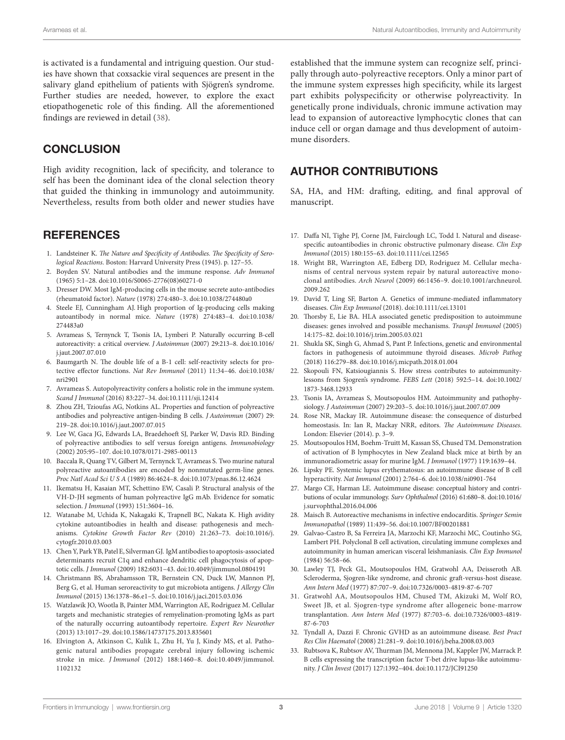is activated is a fundamental and intriguing question. Our studies have shown that coxsackie viral sequences are present in the salivary gland epithelium of patients with Sjögren's syndrome. Further studies are needed, however, to explore the exact etiopathogenetic role of this finding. All the aforementioned findings are reviewed in detail (38).

## CONCLUSION

High avidity recognition, lack of specificity, and tolerance to self has been the dominant idea of the clonal selection theory that guided the thinking in immunology and autoimmunity. Nevertheless, results from both older and newer studies have established that the immune system can recognize self, principally through auto-polyreactive receptors. Only a minor part of the immune system expresses high specificity, while its largest part exhibits polyspecificity or otherwise polyreactivity. In genetically prone individuals, chronic immune activation may lead to expansion of autoreactive lymphocytic clones that can induce cell or organ damage and thus development of autoimmune disorders.

## AUTHOR CONTRIBUTIONS

SA, HA, and HM: drafting, editing, and final approval of manuscript.

## REFERENCES

1. Landsteiner K. *The Nature and Specificity of Antibodies. The Specificity of Serological Reactions*. Boston: Harvard University Press (1945). p. 127–55.
2. Boyden SV. Natural antibodies and the immune response. *Adv Immunol* (1965) 5:1–28. doi:10.1016/S0065-2776(08)60271-0
3. Dresser DW. Most IgM-producing cells in the mouse secrete auto-antibodies (rheumatoid factor). *Nature* (1978) 274:480–3. doi:10.1038/274480a0
4. Steele EJ, Cunningham AJ. High proportion of Ig-producing cells making autoantibody in normal mice. *Nature* (1978) 274:483–4. doi:10.1038/274483a0
5. Avrameas S, Ternynck T, Tsonis IA, Lymberi P. Naturally occurring B-cell autoreactivity: a critical overview. *J Autoimmun* (2007) 29:213–8. doi:10.1016/j.jaut.2007.07.010
6. Baumgarth N. The double life of a B-1 cell: self-reactivity selects for protective effector functions. *Nat Rev Immunol* (2011) 11:34–46. doi:10.1038/nri2901
7. Avrameas S. Autopolyreactivity confers a holistic role in the immune system. *Scand J Immunol* (2016) 83:227–34. doi:10.1111/sji.12414
8. Zhou ZH, Tzioufas AG, Notkins AL. Properties and function of polyreactive antibodies and polyreactive antigen-binding B cells. *J Autoimmun* (2007) 29: 219–28. doi:10.1016/j.jaut.2007.07.015
9. Lee W, Gaca JG, Edwards LA, Braedehoeft SJ, Parker W, Davis RD. Binding of polyreactive antibodies to self versus foreign antigens. *Immunobiology* (2002) 205:95–107. doi:10.1078/0171-2985-00113
10. Baccala R, Quang TV, Gilbert M, Ternynck T, Avrameas S. Two murine natural polyreactive autoantibodies are encoded by nonmutated germ-line genes. *Proc Natl Acad Sci U S A* (1989) 86:4624–8. doi:10.1073/pnas.86.12.4624
11. Ikematsu H, Kasaian MT, Schettino EW, Casali P. Structural analysis of the VH-D-JH segments of human polyreactive IgG mAb. Evidence for somatic selection. *J Immunol* (1993) 151:3604–16.
12. Watanabe M, Uchida K, Nakagaki K, Trapnell BC, Nakata K. High avidity cytokine autoantibodies in health and disease: pathogenesis and mechanisms. *Cytokine Growth Factor Rev* (2010) 21:263–73. doi:10.1016/j.cytogfr.2010.03.003
13. Chen Y, Park YB, Patel E, Silverman GJ. IgM antibodies to apoptosis-associated determinants recruit C1q and enhance dendritic cell phagocytosis of apoptotic cells. *J Immunol* (2009) 182:6031–43. doi:10.4049/jimmunol.0804191
14. Christmann BS, Abrahamsson TR, Bernstein CN, Duck LW, Mannon PJ, Berg G, et al. Human seroreactivity to gut microbiota antigens. *J Allergy Clin Immunol* (2015) 136:1378–86.e1–5. doi:10.1016/j.jaci.2015.03.036
15. Watzlawik JO, Wootla B, Painter MM, Warrington AE, Rodriguez M. Cellular targets and mechanistic strategies of remyelination-promoting IgMs as part of the naturally occurring autoantibody repertoire. *Expert Rev Neurother* (2013) 13:1017–29. doi:10.1586/14737175.2013.835601
16. Elvington A, Atkinson C, Kulik L, Zhu H, Yu J, Kindy MS, et al. Pathogenic natural antibodies propagate cerebral injury following ischemic stroke in mice. *J Immunol* (2012) 188:1460–8. doi:10.4049/jimmunol.1102132
17. Daffa NI, Tighe PJ, Corne JM, Fairclough LC, Todd I. Natural and disease-specific autoantibodies in chronic obstructive pulmonary disease. *Clin Exp Immunol* (2015) 180:155–63. doi:10.1111/cei.12565
18. Wright BR, Warrington AE, Edberg DD, Rodriguez M. Cellular mechanisms of central nervous system repair by natural autoreactive monoclonal antibodies. *Arch Neurol* (2009) 66:1456–9. doi:10.1001/archneurol.2009.262
19. David T, Ling SF, Barton A. Genetics of immune-mediated inflammatory diseases. *Clin Exp Immunol* (2018). doi:10.1111/cei.13101
20. Thorsby E, Lie BA. HLA associated genetic predisposition to autoimmune diseases: genes involved and possible mechanisms. *Transpl Immunol* (2005) 14:175–82. doi:10.1016/j.trim.2005.03.021
21. Shukla SK, Singh G, Ahmad S, Pant P. Infections, genetic and environmental factors in pathogenesis of autoimmune thyroid diseases. *Microb Pathog* (2018) 116:279–88. doi:10.1016/j.micpath.2018.01.004
22. Skopouli FN, Katsiougiannis S. How stress contributes to autoimmunity-lessons from Sjogren's syndrome. *FEBS Lett* (2018) 592:5–14. doi:10.1002/1873-3468.12933
23. Tsonis IA, Avrameas S, Moutsopoulos HM. Autoimmunity and pathophysiology. *J Autoimmun* (2007) 29:203–5. doi:10.1016/j.jaut.2007.07.009
24. Rose NR, Mackay IR. Autoimmune disease: the consequence of disturbed homeostasis. In: Ian R, Mackay NRR, editors. *The Autoimmune Diseases*. London: Elsevier (2014). p. 3–9.
25. Moutsopoulos HM, Boehm-Truitt M, Kassan SS, Chused TM. Demonstration of activation of B lymphocytes in New Zealand black mice at birth by an immunoradiometric assay for murine IgM. *J Immunol* (1977) 119:1639–44.
26. Lipsky PE. Systemic lupus erythematosus: an autoimmune disease of B cell hyperactivity. *Nat Immunol* (2001) 2:764–6. doi:10.1038/ni0901-764
27. Margo CE, Harman LE. Autoimmune disease: conceptual history and contributions of ocular immunology. *Surv Ophthalmol* (2016) 61:680–8. doi:10.1016/j.survophthal.2016.04.006
28. Maisch B. Autoreactive mechanisms in infective endocarditis. *Springer Semin Immunopathol* (1989) 11:439–56. doi:10.1007/BF00201881
29. Galvao-Castro B, Sa Ferreira JA, Marzochi KF, Marzochi MC, Coutinho SG, Lambert PH. Polyclonal B cell activation, circulating immune complexes and autoimmunity in human american visceral leishmaniasis. *Clin Exp Immunol* (1984) 56:58–66.
30. Lawley TJ, Peck GL, Moutsopoulos HM, Gratwohl AA, Deisseroth AB. Scleroderma, Sjogren-like syndrome, and chronic graft-versus-host disease. *Ann Intern Med* (1977) 87:707–9. doi:10.7326/0003-4819-87-6-707
31. Gratwohl AA, Moutsopoulos HM, Chused TM, Akizuki M, Wolf RO, Sweet JB, et al. Sjogren-type syndrome after allogeneic bone-marrow transplantation. *Ann Intern Med* (1977) 87:703–6. doi:10.7326/0003-4819-87-6-703
32. Tyndall A, Dazzi F. Chronic GVHD as an autoimmune disease. *Best Pract Res Clin Haematol* (2008) 21:281–9. doi:10.1016/j.beha.2008.03.003
33. Rubtsova K, Rubtsov AV, Thurman JM, Mennona JM, Kappler JW, Marrack P. B cells expressing the transcription factor T-bet drive lupus-like autoimmunity. *J Clin Invest* (2017) 127:1392–404. doi:10.1172/JCI91250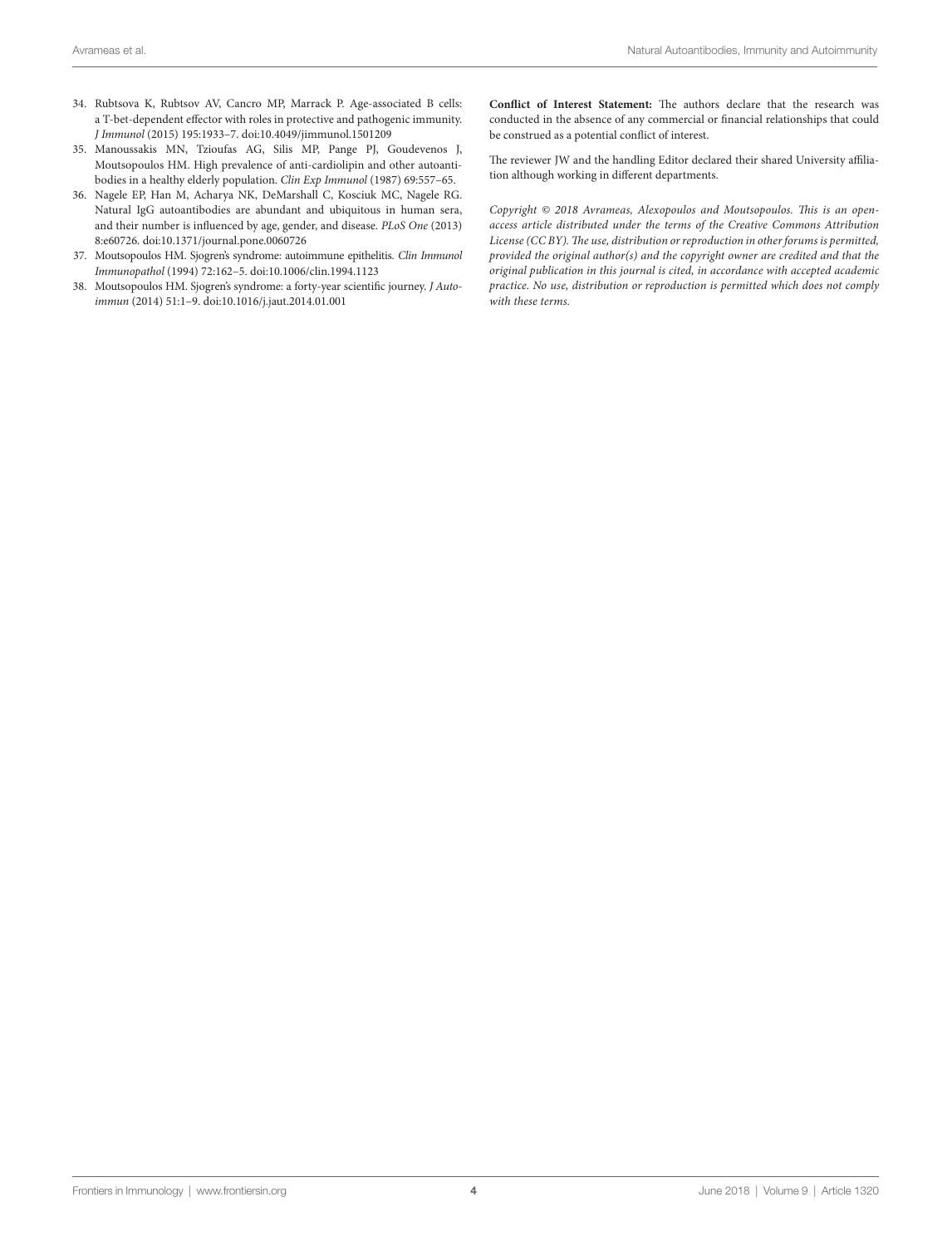34. Rubtsova K, Rubtsov AV, Cancro MP, Marrack P. Age-associated B cells: a T-bet-dependent effector with roles in protective and pathogenic immunity. *J Immunol* (2015) 195:1933–7. doi:10.4049/jimmunol.1501209
35. Manoussakis MN, Tzioufas AG, Silis MP, Pange PJ, Goudevenos J, Moutsopoulos HM. High prevalence of anti-cardiolipin and other autoantibodies in a healthy elderly population. *Clin Exp Immunol* (1987) 69:557–65.
36. Nagele EP, Han M, Acharya NK, DeMarshall C, Kosciuk MC, Nagele RG. Natural IgG autoantibodies are abundant and ubiquitous in human sera, and their number is influenced by age, gender, and disease. *PLoS One* (2013) 8:e60726. doi:10.1371/journal.pone.0060726
37. Moutsopoulos HM. Sjogren's syndrome: autoimmune epithelitis. *Clin Immunol Immunopathol* (1994) 72:162–5. doi:10.1006/clin.1994.1123
38. Moutsopoulos HM. Sjogren's syndrome: a forty-year scientific journey. *J Autoimmun* (2014) 51:1–9. doi:10.1016/j.jaut.2014.01.001

**Conflict of Interest Statement:** The authors declare that the research was conducted in the absence of any commercial or financial relationships that could be construed as a potential conflict of interest.

The reviewer JW and the handling Editor declared their shared University affiliation although working in different departments.

*Copyright © 2018 Avrameas, Alexopoulos and Moutsopoulos. This is an open-access article distributed under the terms of the Creative Commons Attribution License (CC BY). The use, distribution or reproduction in other forums is permitted, provided the original author(s) and the copyright owner are credited and that the original publication in this journal is cited, in accordance with accepted academic practice. No use, distribution or reproduction is permitted which does not comply with these terms.*